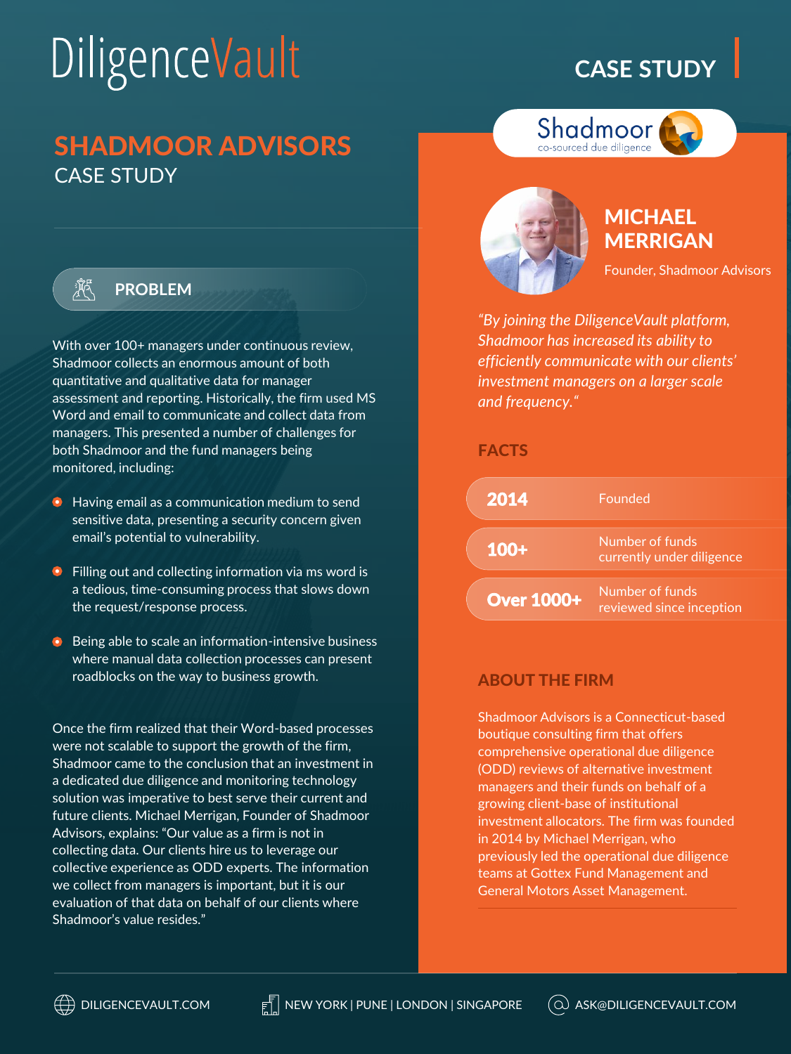DiligenceVault

CASE STUDY

# SHADMOOR ADVISORS

## CASE STUDY

### PROBLEM

With over 100+ managers under continuous review, Shadmoor collects an enormous amount of both quantitative and qualitative data for manager assessment and reporting. Historically, the firm used MS Word and email to communicate and collect data from managers. This presented a number of challenges for both Shadmoor and the fund managers being monitored, including:

- Having email as a communication medium to send sensitive data, presenting a security concern given email's potential to vulnerability.
- Filling out and collecting information via ms word is a tedious, time-consuming process that slows down the request/response process.
- Being able to scale an information-intensive business where manual data collection processes can present roadblocks on the way to business growth.

Once the firm realized that their Word-based processes were not scalable to support the growth of the firm, Shadmoor came to the conclusion that an investment in a dedicated due diligence and monitoring technology solution was imperative to best serve their current and future clients. Michael Merrigan, Founder of Shadmoor Advisors, explains: "Our value as a firm is not in collecting data. Our clients hire us to leverage our collective experience as ODD experts. The information we collect from managers is important, but it is our evaluation of that data on behalf of our clients where Shadmoor's value resides."

Shadmoor co-sourced due diligence

### MICHAEL MERRIGAN

Founder, Shadmoor Advisors

*"By joining the DiligenceVault platform, Shadmoor has increased its ability to efficiently communicate with our clients' investment managers on a larger scale and frequency."*

### FACTS

| | |
|---|---|
| **2014** | Founded |
| **100+** | Number of funds currently under diligence |
| **Over 1000+** | Number of funds reviewed since inception |

### ABOUT THE FIRM

Shadmoor Advisors is a Connecticut-based boutique consulting firm that offers comprehensive operational due diligence (ODD) reviews of alternative investment managers and their funds on behalf of a growing client-base of institutional investment allocators. The firm was founded in 2014 by Michael Merrigan, who previously led the operational due diligence teams at Gottex Fund Management and General Motors Asset Management.

DILIGENCEVAULT.COM | NEW YORK | PUNE | LONDON | SINGAPORE | ASK@DILIGENCEVAULT.COM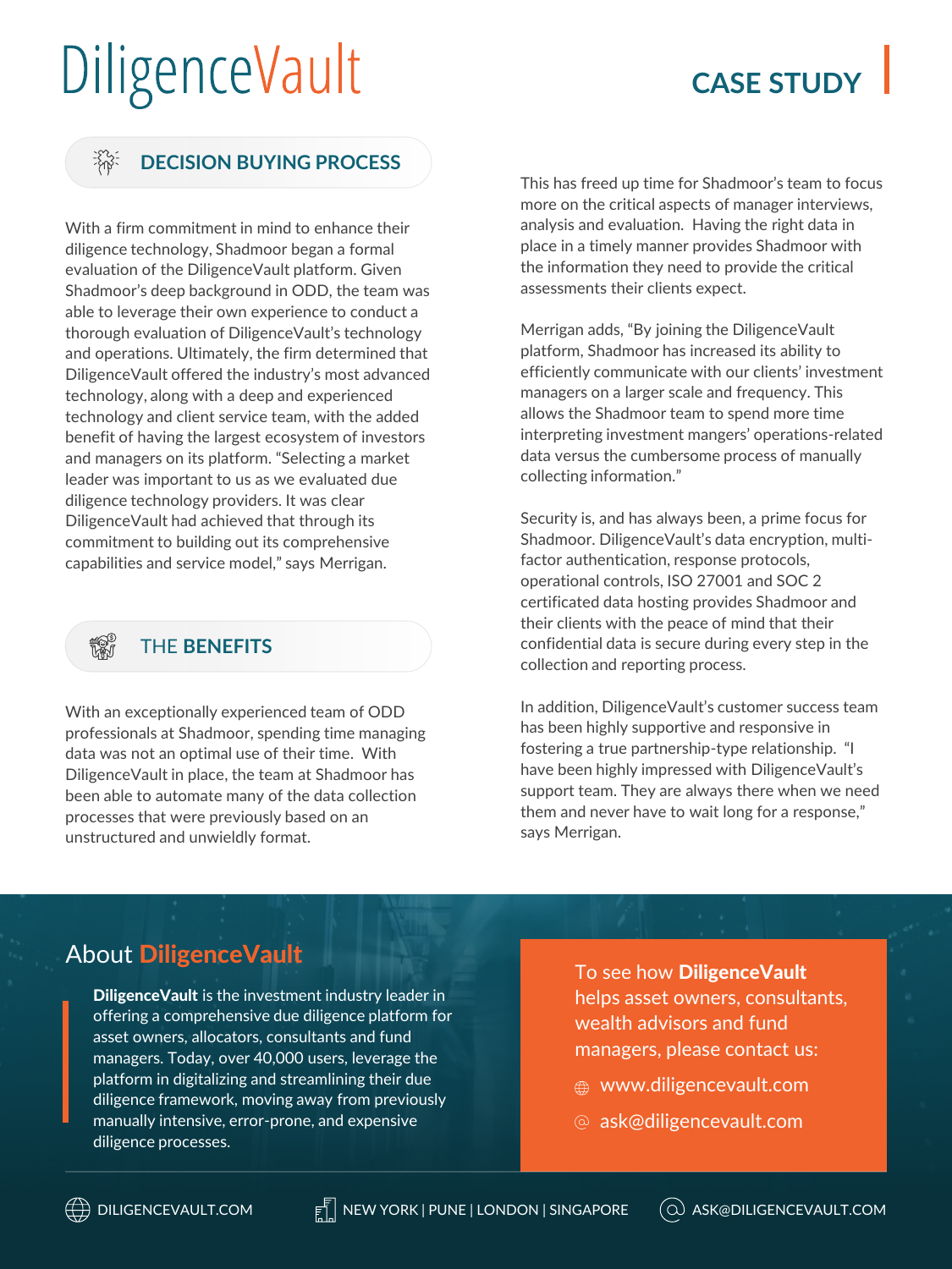# DiligenceVault

**CASE STUDY**

## DECISION BUYING PROCESS

With a firm commitment in mind to enhance their diligence technology, Shadmoor began a formal evaluation of the DiligenceVault platform. Given Shadmoor's deep background in ODD, the team was able to leverage their own experience to conduct a thorough evaluation of DiligenceVault's technology and operations. Ultimately, the firm determined that DiligenceVault offered the industry's most advanced technology, along with a deep and experienced technology and client service team, with the added benefit of having the largest ecosystem of investors and managers on its platform. "Selecting a market leader was important to us as we evaluated due diligence technology providers. It was clear DiligenceVault had achieved that through its commitment to building out its comprehensive capabilities and service model," says Merrigan.

## THE BENEFITS

With an exceptionally experienced team of ODD professionals at Shadmoor, spending time managing data was not an optimal use of their time. With DiligenceVault in place, the team at Shadmoor has been able to automate many of the data collection processes that were previously based on an unstructured and unwieldly format.

This has freed up time for Shadmoor's team to focus more on the critical aspects of manager interviews, analysis and evaluation. Having the right data in place in a timely manner provides Shadmoor with the information they need to provide the critical assessments their clients expect.

Merrigan adds, "By joining the DiligenceVault platform, Shadmoor has increased its ability to efficiently communicate with our clients' investment managers on a larger scale and frequency. This allows the Shadmoor team to spend more time interpreting investment mangers' operations-related data versus the cumbersome process of manually collecting information."

Security is, and has always been, a prime focus for Shadmoor. DiligenceVault's data encryption, multi-factor authentication, response protocols, operational controls, ISO 27001 and SOC 2 certificated data hosting provides Shadmoor and their clients with the peace of mind that their confidential data is secure during every step in the collection and reporting process.

In addition, DiligenceVault's customer success team has been highly supportive and responsive in fostering a true partnership-type relationship. "I have been highly impressed with DiligenceVault's support team. They are always there when we need them and never have to wait long for a response," says Merrigan.

## About DiligenceVault

**DiligenceVault** is the investment industry leader in offering a comprehensive due diligence platform for asset owners, allocators, consultants and fund managers. Today, over 40,000 users, leverage the platform in digitalizing and streamlining their due diligence framework, moving away from previously manually intensive, error-prone, and expensive diligence processes.

To see how **DiligenceVault** helps asset owners, consultants, wealth advisors and fund managers, please contact us:

- www.diligencevault.com
- ask@diligencevault.com

DILIGENCEVAULT.COM | NEW YORK | PUNE | LONDON | SINGAPORE | ASK@DILIGENCEVAULT.COM